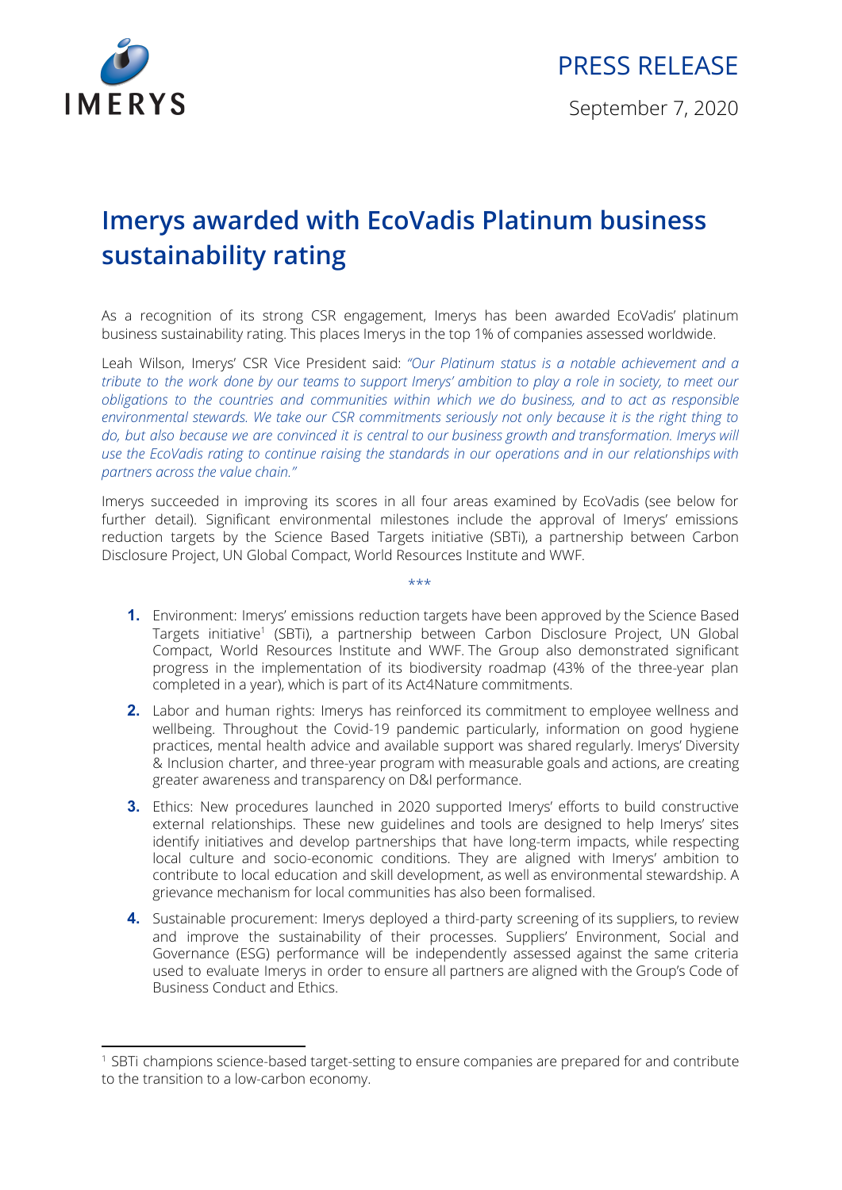PRESS RELEASE

September 7, 2020

# Imerys awarded with EcoVadis Platinum business sustainability rating

As a recognition of its strong CSR engagement, Imerys has been awarded EcoVadis' platinum business sustainability rating. This places Imerys in the top 1% of companies assessed worldwide.

Leah Wilson, Imerys' CSR Vice President said: *"Our Platinum status is a notable achievement and a tribute to the work done by our teams to support Imerys' ambition to play a role in society, to meet our obligations to the countries and communities within which we do business, and to act as responsible environmental stewards. We take our CSR commitments seriously not only because it is the right thing to do, but also because we are convinced it is central to our business growth and transformation. Imerys will use the EcoVadis rating to continue raising the standards in our operations and in our relationships with partners across the value chain."*

Imerys succeeded in improving its scores in all four areas examined by EcoVadis (see below for further detail). Significant environmental milestones include the approval of Imerys' emissions reduction targets by the Science Based Targets initiative (SBTi), a partnership between Carbon Disclosure Project, UN Global Compact, World Resources Institute and WWF.

\*\*\*

1. Environment: Imerys' emissions reduction targets have been approved by the Science Based Targets initiative[1] (SBTi), a partnership between Carbon Disclosure Project, UN Global Compact, World Resources Institute and WWF. The Group also demonstrated significant progress in the implementation of its biodiversity roadmap (43% of the three-year plan completed in a year), which is part of its Act4Nature commitments.
2. Labor and human rights: Imerys has reinforced its commitment to employee wellness and wellbeing. Throughout the Covid-19 pandemic particularly, information on good hygiene practices, mental health advice and available support was shared regularly. Imerys' Diversity & Inclusion charter, and three-year program with measurable goals and actions, are creating greater awareness and transparency on D&I performance.
3. Ethics: New procedures launched in 2020 supported Imerys' efforts to build constructive external relationships. These new guidelines and tools are designed to help Imerys' sites identify initiatives and develop partnerships that have long-term impacts, while respecting local culture and socio-economic conditions. They are aligned with Imerys' ambition to contribute to local education and skill development, as well as environmental stewardship. A grievance mechanism for local communities has also been formalised.
4. Sustainable procurement: Imerys deployed a third-party screening of its suppliers, to review and improve the sustainability of their processes. Suppliers' Environment, Social and Governance (ESG) performance will be independently assessed against the same criteria used to evaluate Imerys in order to ensure all partners are aligned with the Group's Code of Business Conduct and Ethics.

---

[1] SBTi champions science-based target-setting to ensure companies are prepared for and contribute to the transition to a low-carbon economy.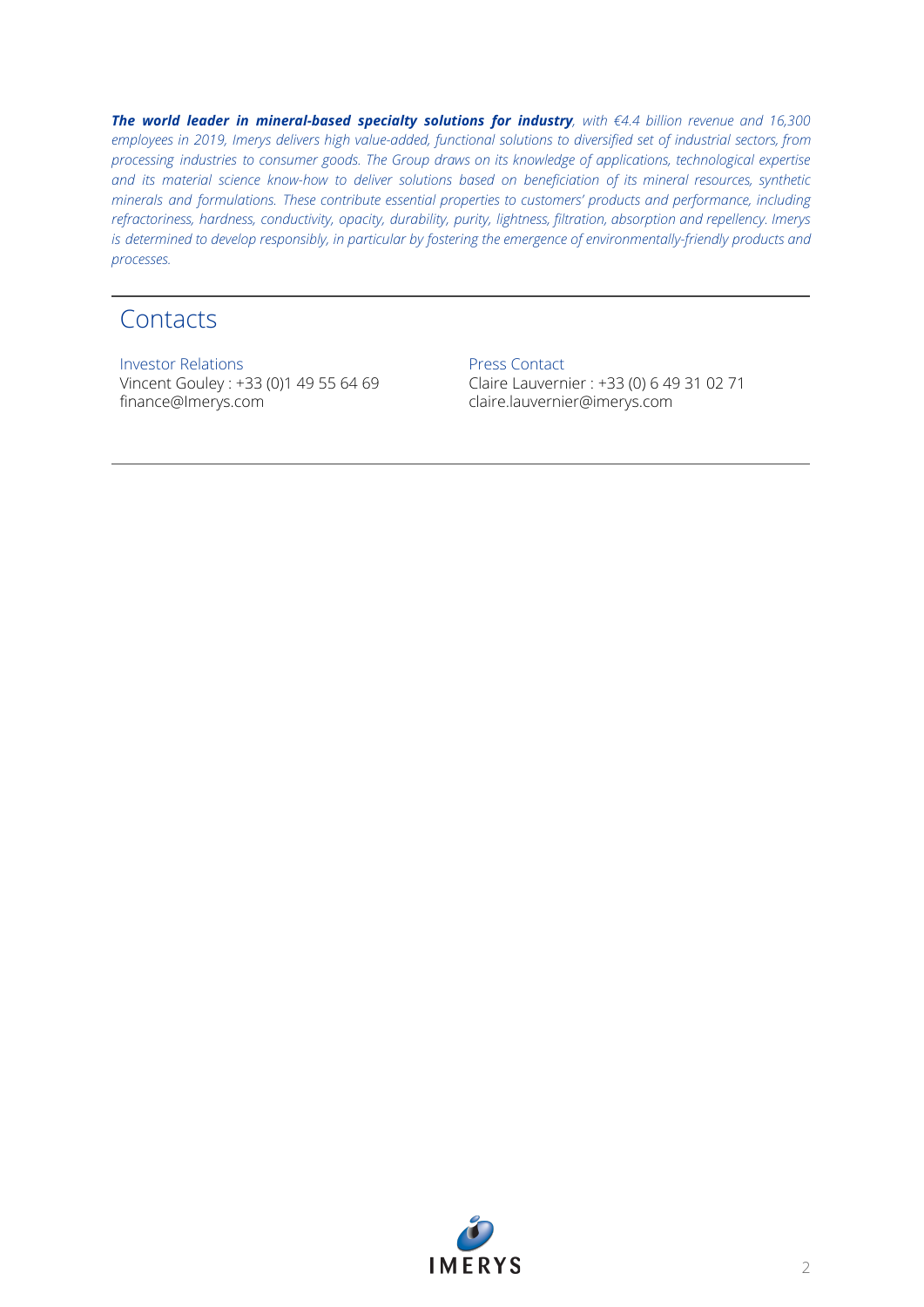***The world leader in mineral-based specialty solutions for industry**, with €4.4 billion revenue and 16,300 employees in 2019, Imerys delivers high value-added, functional solutions to diversified set of industrial sectors, from processing industries to consumer goods. The Group draws on its knowledge of applications, technological expertise and its material science know-how to deliver solutions based on beneficiation of its mineral resources, synthetic minerals and formulations. These contribute essential properties to customers' products and performance, including refractoriness, hardness, conductivity, opacity, durability, purity, lightness, filtration, absorption and repellency. Imerys is determined to develop responsibly, in particular by fostering the emergence of environmentally-friendly products and processes.*

## Contacts

Investor Relations
Vincent Gouley : +33 (0)1 49 55 64 69
finance@Imerys.com

Press Contact
Claire Lauvernier : +33 (0) 6 49 31 02 71
claire.lauvernier@imerys.com

IMERYS